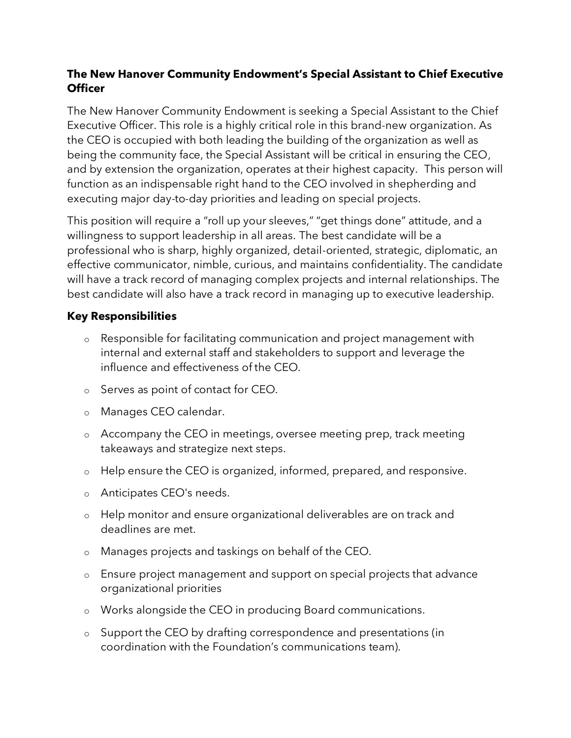**The New Hanover Community Endowment's Special Assistant to Chief Executive Officer**

The New Hanover Community Endowment is seeking a Special Assistant to the Chief Executive Officer. This role is a highly critical role in this brand-new organization. As the CEO is occupied with both leading the building of the organization as well as being the community face, the Special Assistant will be critical in ensuring the CEO, and by extension the organization, operates at their highest capacity. This person will function as an indispensable right hand to the CEO involved in shepherding and executing major day-to-day priorities and leading on special projects.

This position will require a "roll up your sleeves," "get things done" attitude, and a willingness to support leadership in all areas. The best candidate will be a professional who is sharp, highly organized, detail-oriented, strategic, diplomatic, an effective communicator, nimble, curious, and maintains confidentiality. The candidate will have a track record of managing complex projects and internal relationships. The best candidate will also have a track record in managing up to executive leadership.

**Key Responsibilities**

- Responsible for facilitating communication and project management with internal and external staff and stakeholders to support and leverage the influence and effectiveness of the CEO.
- Serves as point of contact for CEO.
- Manages CEO calendar.
- Accompany the CEO in meetings, oversee meeting prep, track meeting takeaways and strategize next steps.
- Help ensure the CEO is organized, informed, prepared, and responsive.
- Anticipates CEO's needs.
- Help monitor and ensure organizational deliverables are on track and deadlines are met.
- Manages projects and taskings on behalf of the CEO.
- Ensure project management and support on special projects that advance organizational priorities
- Works alongside the CEO in producing Board communications.
- Support the CEO by drafting correspondence and presentations (in coordination with the Foundation's communications team).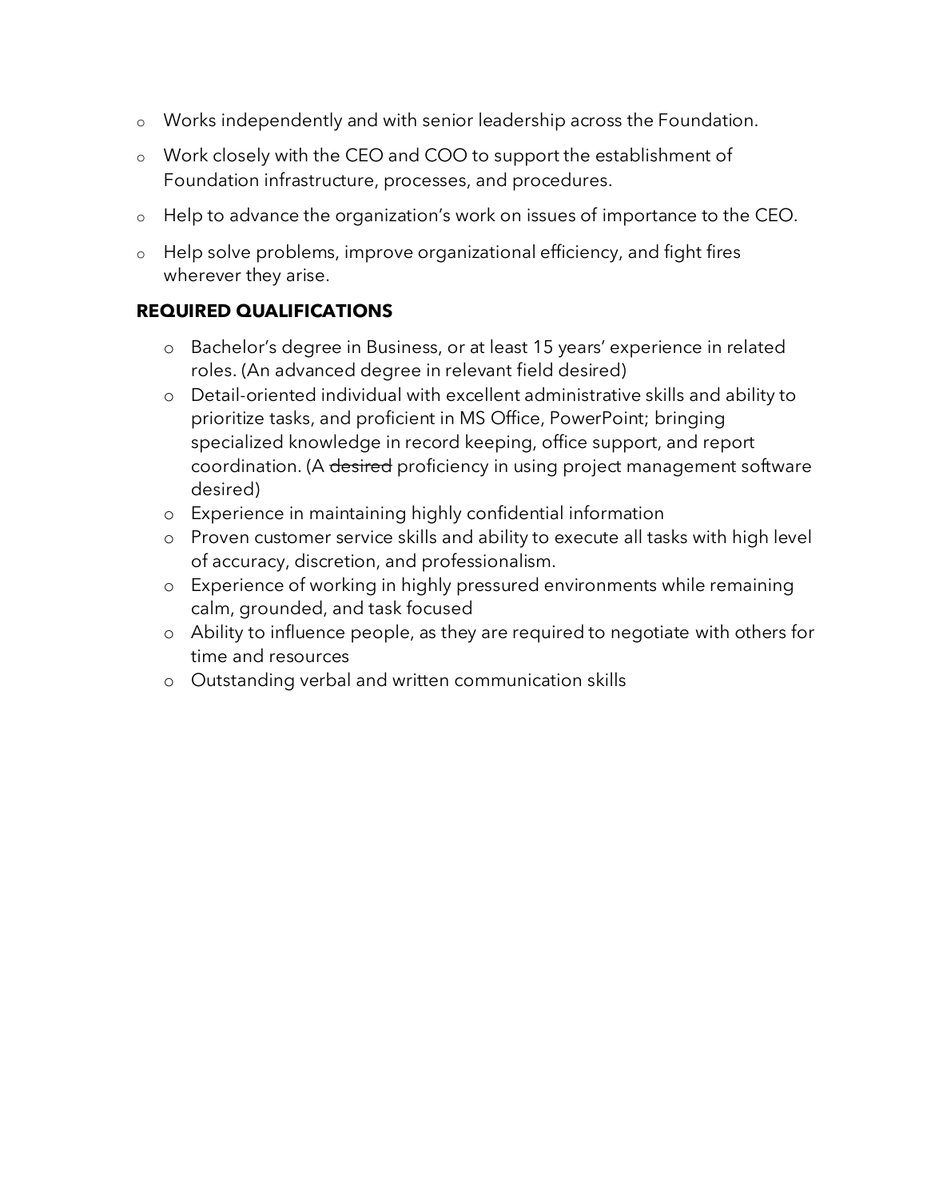- Works independently and with senior leadership across the Foundation.
- Work closely with the CEO and COO to support the establishment of Foundation infrastructure, processes, and procedures.
- Help to advance the organization's work on issues of importance to the CEO.
- Help solve problems, improve organizational efficiency, and fight fires wherever they arise.

**REQUIRED QUALIFICATIONS**

- Bachelor's degree in Business, or at least 15 years' experience in related roles. (An advanced degree in relevant field desired)
- Detail-oriented individual with excellent administrative skills and ability to prioritize tasks, and proficient in MS Office, PowerPoint; bringing specialized knowledge in record keeping, office support, and report coordination. (A ~~desired~~ proficiency in using project management software desired)
- Experience in maintaining highly confidential information
- Proven customer service skills and ability to execute all tasks with high level of accuracy, discretion, and professionalism.
- Experience of working in highly pressured environments while remaining calm, grounded, and task focused
- Ability to influence people, as they are required to negotiate with others for time and resources
- Outstanding verbal and written communication skills